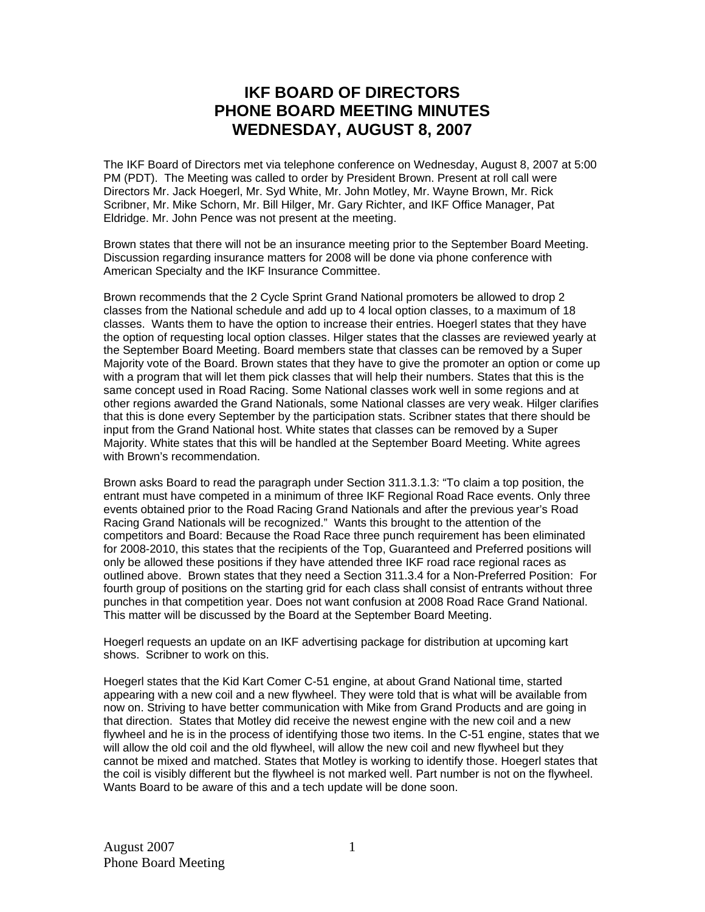# IKF BOARD OF DIRECTORS
# PHONE BOARD MEETING MINUTES
# WEDNESDAY, AUGUST 8, 2007

The IKF Board of Directors met via telephone conference on Wednesday, August 8, 2007 at 5:00 PM (PDT). The Meeting was called to order by President Brown. Present at roll call were Directors Mr. Jack Hoegerl, Mr. Syd White, Mr. John Motley, Mr. Wayne Brown, Mr. Rick Scribner, Mr. Mike Schorn, Mr. Bill Hilger, Mr. Gary Richter, and IKF Office Manager, Pat Eldridge. Mr. John Pence was not present at the meeting.

Brown states that there will not be an insurance meeting prior to the September Board Meeting. Discussion regarding insurance matters for 2008 will be done via phone conference with American Specialty and the IKF Insurance Committee.

Brown recommends that the 2 Cycle Sprint Grand National promoters be allowed to drop 2 classes from the National schedule and add up to 4 local option classes, to a maximum of 18 classes. Wants them to have the option to increase their entries. Hoegerl states that they have the option of requesting local option classes. Hilger states that the classes are reviewed yearly at the September Board Meeting. Board members state that classes can be removed by a Super Majority vote of the Board. Brown states that they have to give the promoter an option or come up with a program that will let them pick classes that will help their numbers. States that this is the same concept used in Road Racing. Some National classes work well in some regions and at other regions awarded the Grand Nationals, some National classes are very weak. Hilger clarifies that this is done every September by the participation stats. Scribner states that there should be input from the Grand National host. White states that classes can be removed by a Super Majority. White states that this will be handled at the September Board Meeting. White agrees with Brown's recommendation.

Brown asks Board to read the paragraph under Section 311.3.1.3: "To claim a top position, the entrant must have competed in a minimum of three IKF Regional Road Race events. Only three events obtained prior to the Road Racing Grand Nationals and after the previous year's Road Racing Grand Nationals will be recognized." Wants this brought to the attention of the competitors and Board: Because the Road Race three punch requirement has been eliminated for 2008-2010, this states that the recipients of the Top, Guaranteed and Preferred positions will only be allowed these positions if they have attended three IKF road race regional races as outlined above. Brown states that they need a Section 311.3.4 for a Non-Preferred Position: For fourth group of positions on the starting grid for each class shall consist of entrants without three punches in that competition year. Does not want confusion at 2008 Road Race Grand National. This matter will be discussed by the Board at the September Board Meeting.

Hoegerl requests an update on an IKF advertising package for distribution at upcoming kart shows. Scribner to work on this.

Hoegerl states that the Kid Kart Comer C-51 engine, at about Grand National time, started appearing with a new coil and a new flywheel. They were told that is what will be available from now on. Striving to have better communication with Mike from Grand Products and are going in that direction. States that Motley did receive the newest engine with the new coil and a new flywheel and he is in the process of identifying those two items. In the C-51 engine, states that we will allow the old coil and the old flywheel, will allow the new coil and new flywheel but they cannot be mixed and matched. States that Motley is working to identify those. Hoegerl states that the coil is visibly different but the flywheel is not marked well. Part number is not on the flywheel. Wants Board to be aware of this and a tech update will be done soon.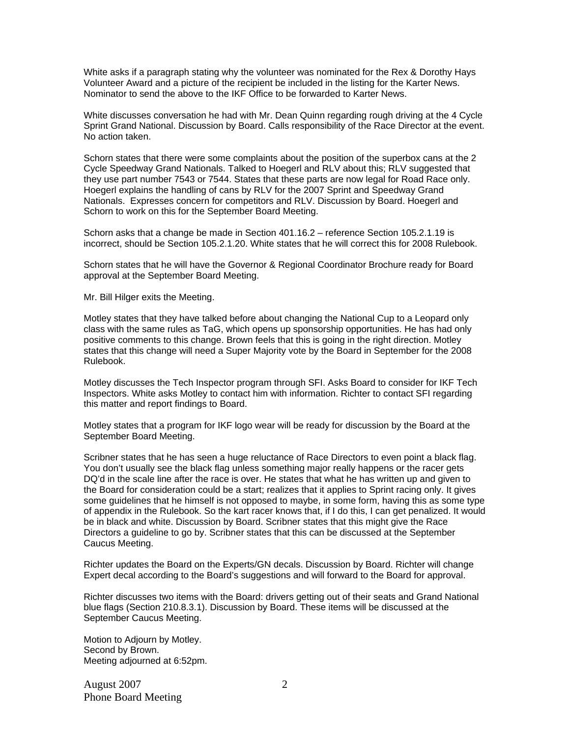White asks if a paragraph stating why the volunteer was nominated for the Rex & Dorothy Hays Volunteer Award and a picture of the recipient be included in the listing for the Karter News. Nominator to send the above to the IKF Office to be forwarded to Karter News.

White discusses conversation he had with Mr. Dean Quinn regarding rough driving at the 4 Cycle Sprint Grand National. Discussion by Board. Calls responsibility of the Race Director at the event. No action taken.

Schorn states that there were some complaints about the position of the superbox cans at the 2 Cycle Speedway Grand Nationals. Talked to Hoegerl and RLV about this; RLV suggested that they use part number 7543 or 7544. States that these parts are now legal for Road Race only. Hoegerl explains the handling of cans by RLV for the 2007 Sprint and Speedway Grand Nationals. Expresses concern for competitors and RLV. Discussion by Board. Hoegerl and Schorn to work on this for the September Board Meeting.

Schorn asks that a change be made in Section 401.16.2 – reference Section 105.2.1.19 is incorrect, should be Section 105.2.1.20. White states that he will correct this for 2008 Rulebook.

Schorn states that he will have the Governor & Regional Coordinator Brochure ready for Board approval at the September Board Meeting.

Mr. Bill Hilger exits the Meeting.

Motley states that they have talked before about changing the National Cup to a Leopard only class with the same rules as TaG, which opens up sponsorship opportunities. He has had only positive comments to this change. Brown feels that this is going in the right direction. Motley states that this change will need a Super Majority vote by the Board in September for the 2008 Rulebook.

Motley discusses the Tech Inspector program through SFI. Asks Board to consider for IKF Tech Inspectors. White asks Motley to contact him with information. Richter to contact SFI regarding this matter and report findings to Board.

Motley states that a program for IKF logo wear will be ready for discussion by the Board at the September Board Meeting.

Scribner states that he has seen a huge reluctance of Race Directors to even point a black flag. You don't usually see the black flag unless something major really happens or the racer gets DQ'd in the scale line after the race is over. He states that what he has written up and given to the Board for consideration could be a start; realizes that it applies to Sprint racing only. It gives some guidelines that he himself is not opposed to maybe, in some form, having this as some type of appendix in the Rulebook. So the kart racer knows that, if I do this, I can get penalized. It would be in black and white. Discussion by Board. Scribner states that this might give the Race Directors a guideline to go by. Scribner states that this can be discussed at the September Caucus Meeting.

Richter updates the Board on the Experts/GN decals. Discussion by Board. Richter will change Expert decal according to the Board's suggestions and will forward to the Board for approval.

Richter discusses two items with the Board: drivers getting out of their seats and Grand National blue flags (Section 210.8.3.1). Discussion by Board. These items will be discussed at the September Caucus Meeting.

Motion to Adjourn by Motley.
Second by Brown.
Meeting adjourned at 6:52pm.